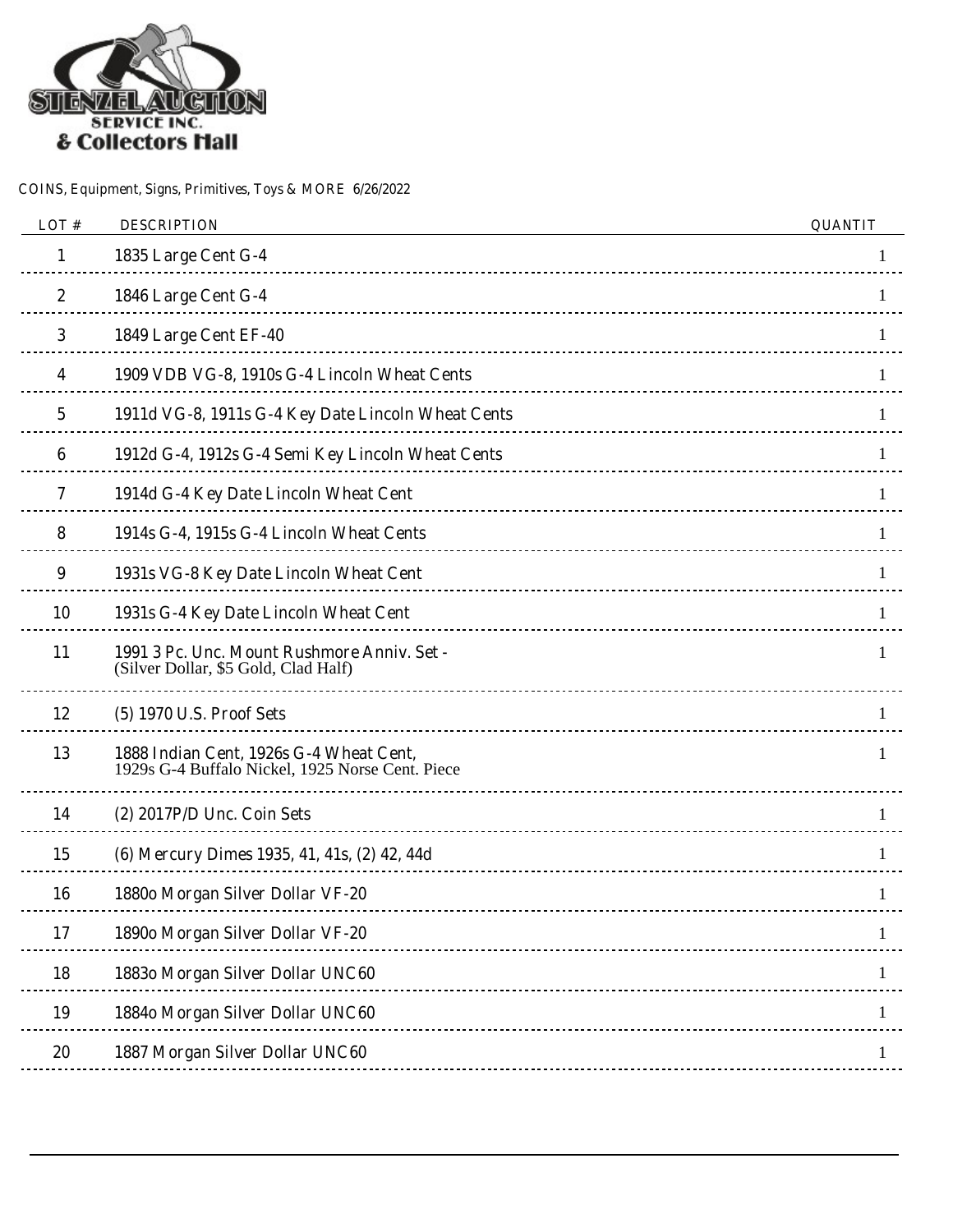STENZEL AUCTION SERVICE INC. & Collectors Hall

COINS, Equipment, Signs, Primitives, Toys & MORE 6/26/2022

| LOT # | DESCRIPTION | QUANTIT |
|---|---|---|
| 1 | 1835 Large Cent G-4 | 1 |
| 2 | 1846 Large Cent G-4 | 1 |
| 3 | 1849 Large Cent EF-40 | 1 |
| 4 | 1909 VDB VG-8, 1910s G-4 Lincoln Wheat Cents | 1 |
| 5 | 1911d VG-8, 1911s G-4 Key Date Lincoln Wheat Cents | 1 |
| 6 | 1912d G-4, 1912s G-4 Semi Key Lincoln Wheat Cents | 1 |
| 7 | 1914d G-4 Key Date Lincoln Wheat Cent | 1 |
| 8 | 1914s G-4, 1915s G-4 Lincoln Wheat Cents | 1 |
| 9 | 1931s VG-8 Key Date Lincoln Wheat Cent | 1 |
| 10 | 1931s G-4 Key Date Lincoln Wheat Cent | 1 |
| 11 | 1991 3 Pc. Unc. Mount Rushmore Anniv. Set - (Silver Dollar, $5 Gold, Clad Half) | 1 |
| 12 | (5) 1970 U.S. Proof Sets | 1 |
| 13 | 1888 Indian Cent, 1926s G-4 Wheat Cent, 1929s G-4 Buffalo Nickel, 1925 Norse Cent. Piece | 1 |
| 14 | (2) 2017P/D Unc. Coin Sets | 1 |
| 15 | (6) Mercury Dimes 1935, 41, 41s, (2) 42, 44d | 1 |
| 16 | 1880o Morgan Silver Dollar VF-20 | 1 |
| 17 | 1890o Morgan Silver Dollar VF-20 | 1 |
| 18 | 1883o Morgan Silver Dollar UNC60 | 1 |
| 19 | 1884o Morgan Silver Dollar UNC60 | 1 |
| 20 | 1887 Morgan Silver Dollar UNC60 | 1 |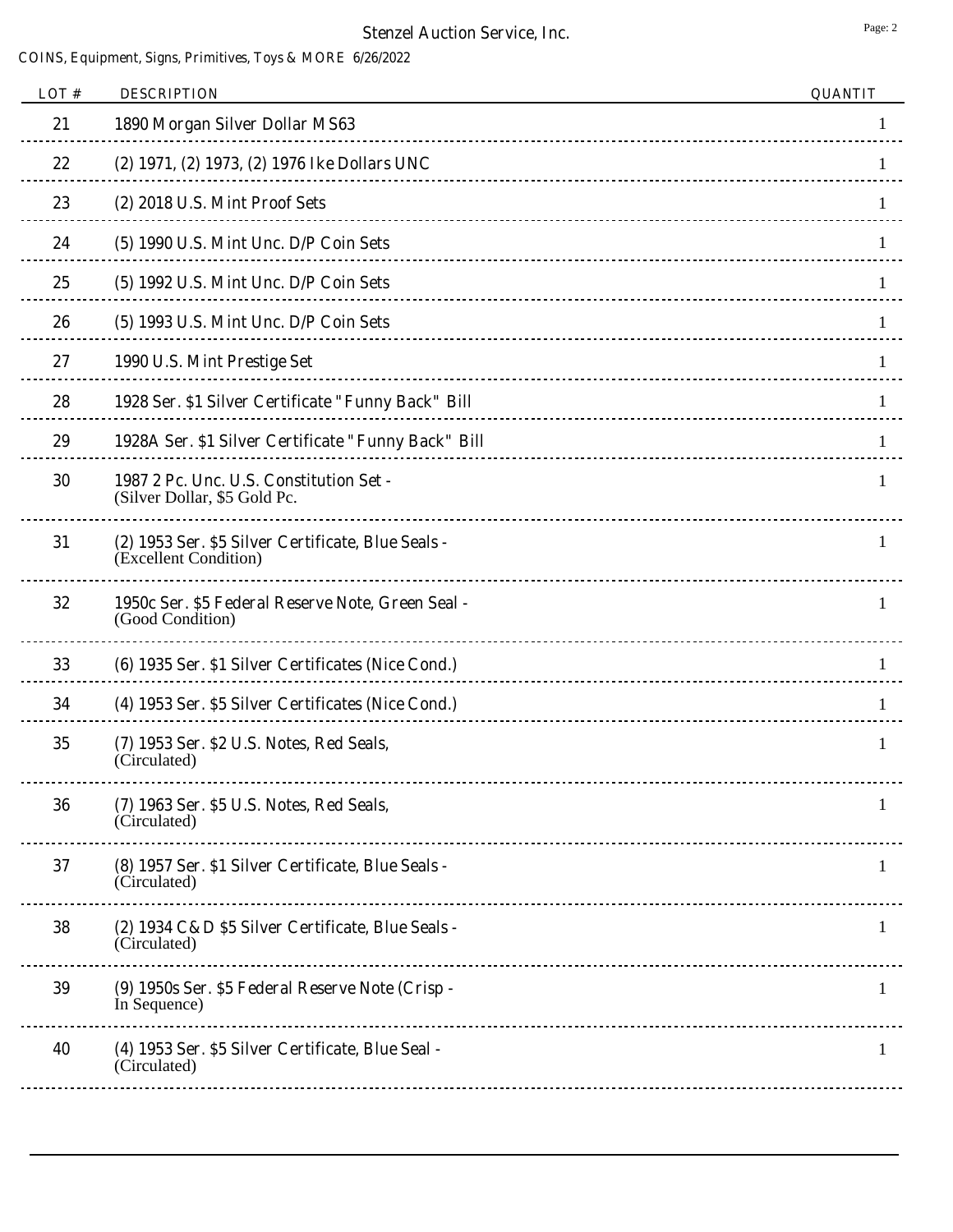Stenzel Auction Service, Inc.

COINS, Equipment, Signs, Primitives, Toys & MORE 6/26/2022

| LOT # | DESCRIPTION | QUANTIT |
|---|---|---|
| 21 | 1890 Morgan Silver Dollar MS63 | 1 |
| 22 | (2) 1971, (2) 1973, (2) 1976 Ike Dollars UNC | 1 |
| 23 | (2) 2018 U.S. Mint Proof Sets | 1 |
| 24 | (5) 1990 U.S. Mint Unc. D/P Coin Sets | 1 |
| 25 | (5) 1992 U.S. Mint Unc. D/P Coin Sets | 1 |
| 26 | (5) 1993 U.S. Mint Unc. D/P Coin Sets | 1 |
| 27 | 1990 U.S. Mint Prestige Set | 1 |
| 28 | 1928 Ser. $1 Silver Certificate "Funny Back" Bill | 1 |
| 29 | 1928A Ser. $1 Silver Certificate "Funny Back" Bill | 1 |
| 30 | 1987 2 Pc. Unc. U.S. Constitution Set - (Silver Dollar, $5 Gold Pc. | 1 |
| 31 | (2) 1953 Ser. $5 Silver Certificate, Blue Seals - (Excellent Condition) | 1 |
| 32 | 1950c Ser. $5 Federal Reserve Note, Green Seal - (Good Condition) | 1 |
| 33 | (6) 1935 Ser. $1 Silver Certificates (Nice Cond.) | 1 |
| 34 | (4) 1953 Ser. $5 Silver Certificates (Nice Cond.) | 1 |
| 35 | (7) 1953 Ser. $2 U.S. Notes, Red Seals, (Circulated) | 1 |
| 36 | (7) 1963 Ser. $5 U.S. Notes, Red Seals, (Circulated) | 1 |
| 37 | (8) 1957 Ser. $1 Silver Certificate, Blue Seals - (Circulated) | 1 |
| 38 | (2) 1934 C&D $5 Silver Certificate, Blue Seals - (Circulated) | 1 |
| 39 | (9) 1950s Ser. $5 Federal Reserve Note (Crisp - In Sequence) | 1 |
| 40 | (4) 1953 Ser. $5 Silver Certificate, Blue Seal - (Circulated) | 1 |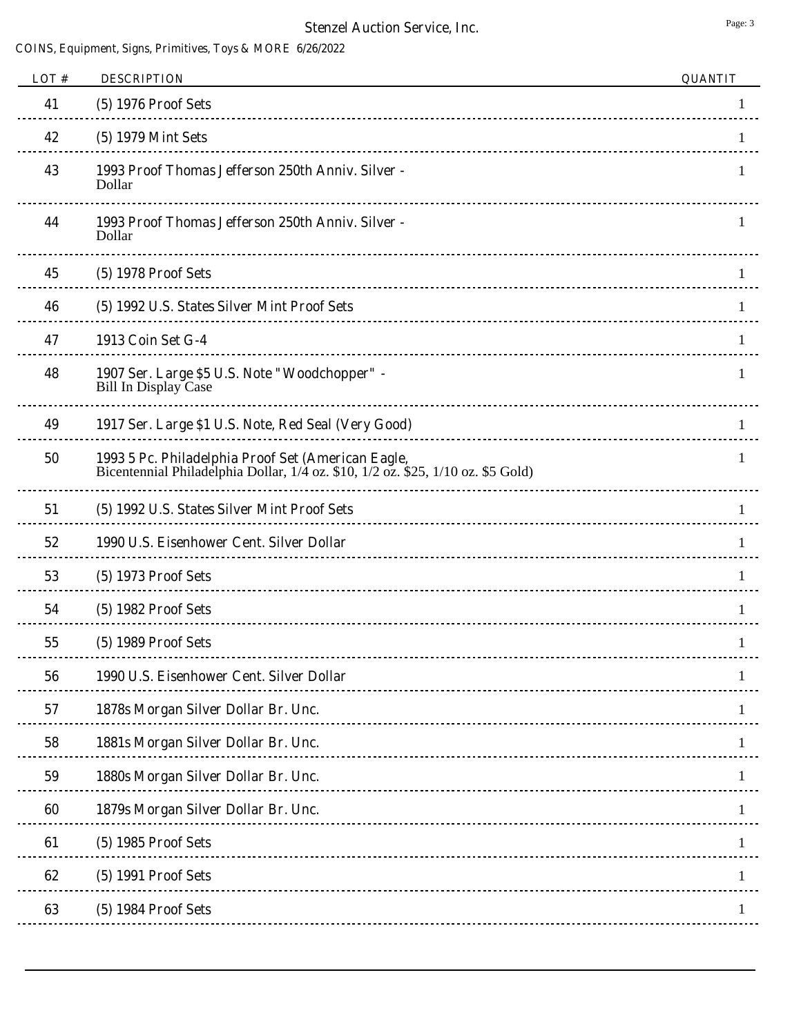| LOT # | DESCRIPTION | QUANTIT |
|---|---|---|
| 41 | (5) 1976 Proof Sets | 1 |
| 42 | (5) 1979 Mint Sets | 1 |
| 43 | 1993 Proof Thomas Jefferson 250th Anniv. Silver - Dollar | 1 |
| 44 | 1993 Proof Thomas Jefferson 250th Anniv. Silver - Dollar | 1 |
| 45 | (5) 1978 Proof Sets | 1 |
| 46 | (5) 1992 U.S. States Silver Mint Proof Sets | 1 |
| 47 | 1913 Coin Set G-4 | 1 |
| 48 | 1907 Ser. Large $5 U.S. Note "Woodchopper" - Bill In Display Case | 1 |
| 49 | 1917 Ser. Large $1 U.S. Note, Red Seal (Very Good) | 1 |
| 50 | 1993 5 Pc. Philadelphia Proof Set (American Eagle, Bicentennial Philadelphia Dollar, 1/4 oz. $10, 1/2 oz. $25, 1/10 oz. $5 Gold) | 1 |
| 51 | (5) 1992 U.S. States Silver Mint Proof Sets | 1 |
| 52 | 1990 U.S. Eisenhower Cent. Silver Dollar | 1 |
| 53 | (5) 1973 Proof Sets | 1 |
| 54 | (5) 1982 Proof Sets | 1 |
| 55 | (5) 1989 Proof Sets | 1 |
| 56 | 1990 U.S. Eisenhower Cent. Silver Dollar | 1 |
| 57 | 1878s Morgan Silver Dollar Br. Unc. | 1 |
| 58 | 1881s Morgan Silver Dollar Br. Unc. | 1 |
| 59 | 1880s Morgan Silver Dollar Br. Unc. | 1 |
| 60 | 1879s Morgan Silver Dollar Br. Unc. | 1 |
| 61 | (5) 1985 Proof Sets | 1 |
| 62 | (5) 1991 Proof Sets | 1 |
| 63 | (5) 1984 Proof Sets | 1 |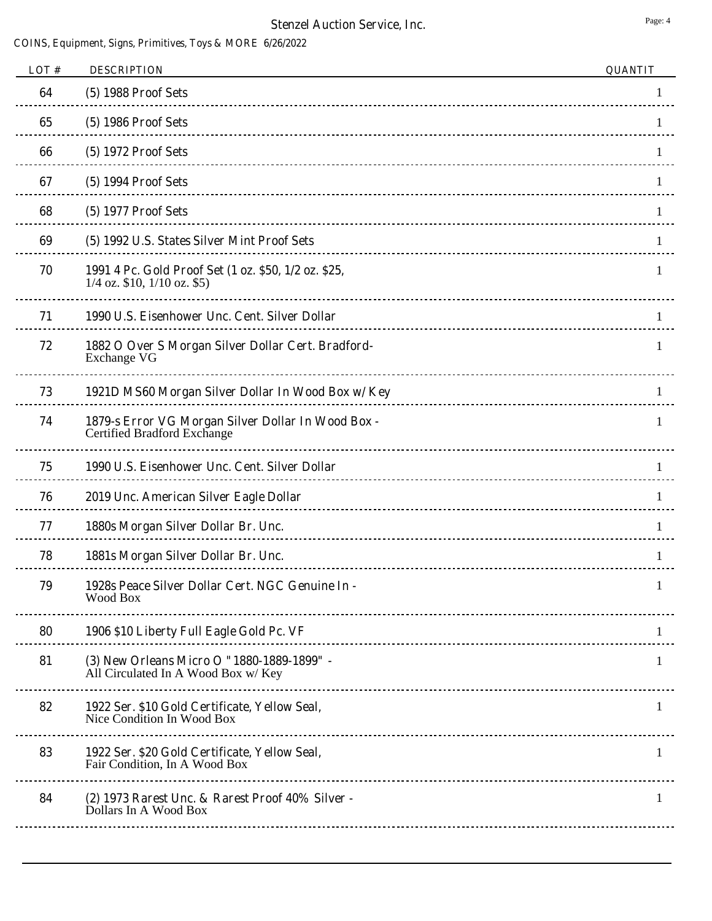Stenzel Auction Service, Inc.

COINS, Equipment, Signs, Primitives, Toys & MORE 6/26/2022

| LOT # | DESCRIPTION | QUANTIT |
|---|---|---|
| 64 | (5) 1988 Proof Sets | 1 |
| 65 | (5) 1986 Proof Sets | 1 |
| 66 | (5) 1972 Proof Sets | 1 |
| 67 | (5) 1994 Proof Sets | 1 |
| 68 | (5) 1977 Proof Sets | 1 |
| 69 | (5) 1992 U.S. States Silver Mint Proof Sets | 1 |
| 70 | 1991 4 Pc. Gold Proof Set (1 oz. $50, 1/2 oz. $25, 1/4 oz. $10, 1/10 oz. $5) | 1 |
| 71 | 1990 U.S. Eisenhower Unc. Cent. Silver Dollar | 1 |
| 72 | 1882 O Over S Morgan Silver Dollar Cert. Bradford-Exchange VG | 1 |
| 73 | 1921D MS60 Morgan Silver Dollar In Wood Box w/ Key | 1 |
| 74 | 1879-s Error VG Morgan Silver Dollar In Wood Box - Certified Bradford Exchange | 1 |
| 75 | 1990 U.S. Eisenhower Unc. Cent. Silver Dollar | 1 |
| 76 | 2019 Unc. American Silver Eagle Dollar | 1 |
| 77 | 1880s Morgan Silver Dollar Br. Unc. | 1 |
| 78 | 1881s Morgan Silver Dollar Br. Unc. | 1 |
| 79 | 1928s Peace Silver Dollar Cert. NGC Genuine In - Wood Box | 1 |
| 80 | 1906 $10 Liberty Full Eagle Gold Pc. VF | 1 |
| 81 | (3) New Orleans Micro O "1880-1889-1899" - All Circulated In A Wood Box w/ Key | 1 |
| 82 | 1922 Ser. $10 Gold Certificate, Yellow Seal, Nice Condition In Wood Box | 1 |
| 83 | 1922 Ser. $20 Gold Certificate, Yellow Seal, Fair Condition, In A Wood Box | 1 |
| 84 | (2) 1973 Rarest Unc. & Rarest Proof 40% Silver - Dollars In A Wood Box | 1 |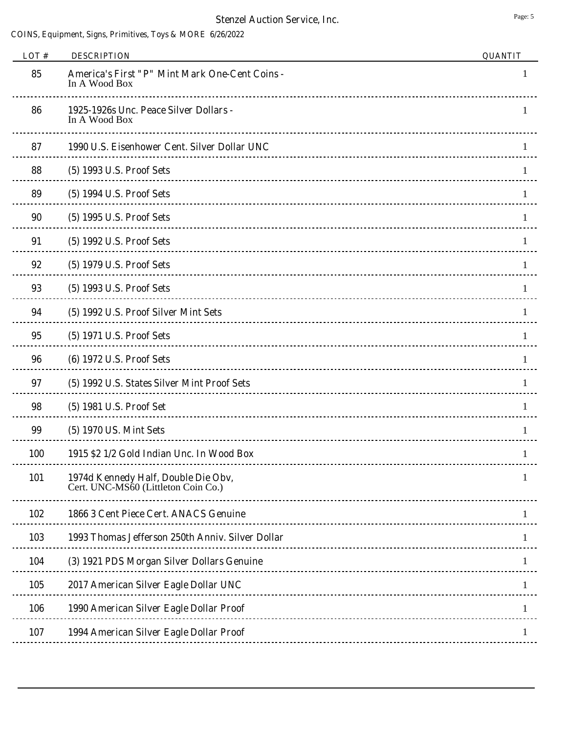Stenzel Auction Service, Inc.

COINS, Equipment, Signs, Primitives, Toys & MORE 6/26/2022

| LOT # | DESCRIPTION | QUANTIT |
|---|---|---|
| 85 | America's First "P" Mint Mark One-Cent Coins - In A Wood Box | 1 |
| 86 | 1925-1926s Unc. Peace Silver Dollars - In A Wood Box | 1 |
| 87 | 1990 U.S. Eisenhower Cent. Silver Dollar UNC | 1 |
| 88 | (5) 1993 U.S. Proof Sets | 1 |
| 89 | (5) 1994 U.S. Proof Sets | 1 |
| 90 | (5) 1995 U.S. Proof Sets | 1 |
| 91 | (5) 1992 U.S. Proof Sets | 1 |
| 92 | (5) 1979 U.S. Proof Sets | 1 |
| 93 | (5) 1993 U.S. Proof Sets | 1 |
| 94 | (5) 1992 U.S. Proof Silver Mint Sets | 1 |
| 95 | (5) 1971 U.S. Proof Sets | 1 |
| 96 | (6) 1972 U.S. Proof Sets | 1 |
| 97 | (5) 1992 U.S. States Silver Mint Proof Sets | 1 |
| 98 | (5) 1981 U.S. Proof Set | 1 |
| 99 | (5) 1970 US. Mint Sets | 1 |
| 100 | 1915 $2 1/2 Gold Indian Unc. In Wood Box | 1 |
| 101 | 1974d Kennedy Half, Double Die Obv, Cert. UNC-MS60 (Littleton Coin Co.) | 1 |
| 102 | 1866 3 Cent Piece Cert. ANACS Genuine | 1 |
| 103 | 1993 Thomas Jefferson 250th Anniv. Silver Dollar | 1 |
| 104 | (3) 1921 PDS Morgan Silver Dollars Genuine | 1 |
| 105 | 2017 American Silver Eagle Dollar UNC | 1 |
| 106 | 1990 American Silver Eagle Dollar Proof | 1 |
| 107 | 1994 American Silver Eagle Dollar Proof | 1 |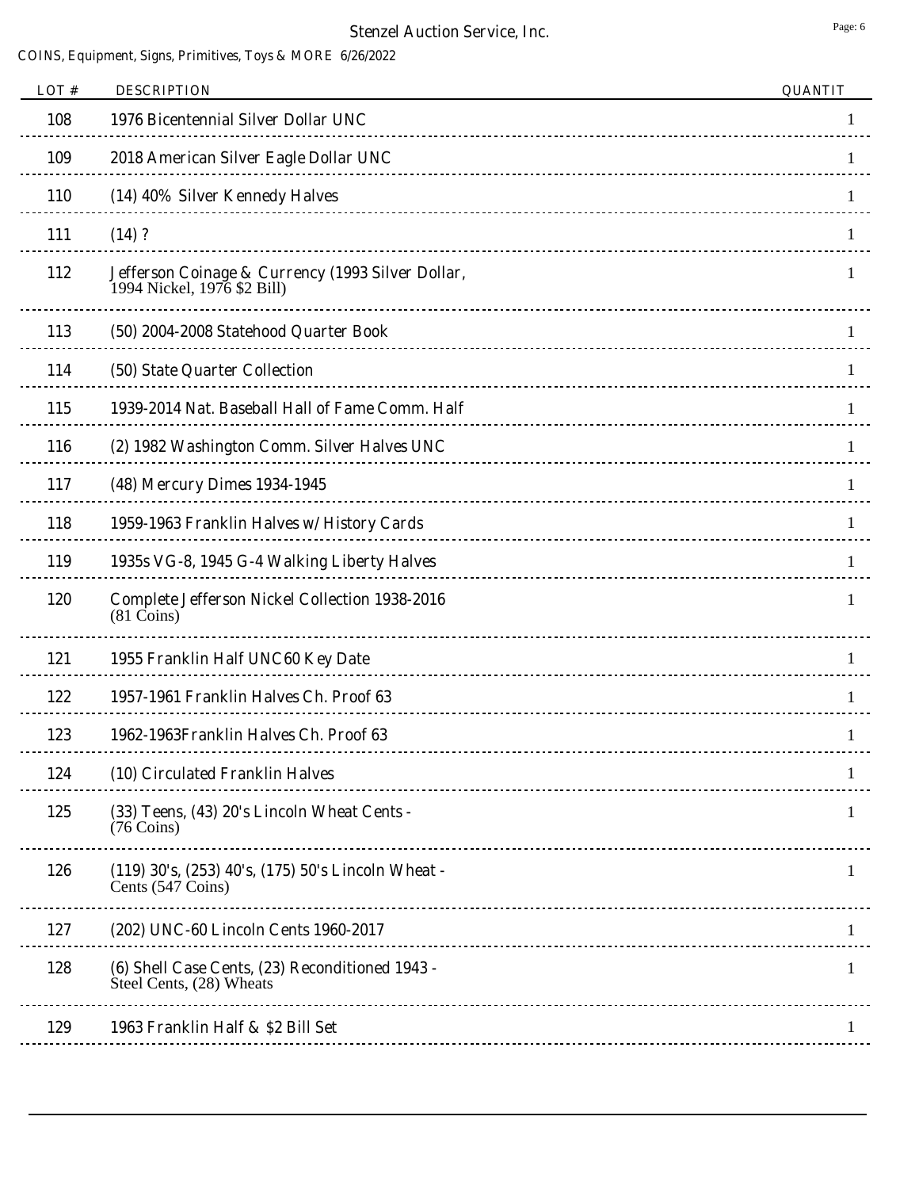Stenzel Auction Service, Inc.

COINS, Equipment, Signs, Primitives, Toys & MORE 6/26/2022

| LOT # | DESCRIPTION | QUANTIT |
|---|---|---|
| 108 | 1976 Bicentennial Silver Dollar UNC | 1 |
| 109 | 2018 American Silver Eagle Dollar UNC | 1 |
| 110 | (14) 40% Silver Kennedy Halves | 1 |
| 111 | (14) ? | 1 |
| 112 | Jefferson Coinage & Currency (1993 Silver Dollar, 1994 Nickel, 1976 $2 Bill) | 1 |
| 113 | (50) 2004-2008 Statehood Quarter Book | 1 |
| 114 | (50) State Quarter Collection | 1 |
| 115 | 1939-2014 Nat. Baseball Hall of Fame Comm. Half | 1 |
| 116 | (2) 1982 Washington Comm. Silver Halves UNC | 1 |
| 117 | (48) Mercury Dimes 1934-1945 | 1 |
| 118 | 1959-1963 Franklin Halves w/ History Cards | 1 |
| 119 | 1935s VG-8, 1945 G-4 Walking Liberty Halves | 1 |
| 120 | Complete Jefferson Nickel Collection 1938-2016 (81 Coins) | 1 |
| 121 | 1955 Franklin Half UNC60 Key Date | 1 |
| 122 | 1957-1961 Franklin Halves Ch. Proof 63 | 1 |
| 123 | 1962-1963Franklin Halves Ch. Proof 63 | 1 |
| 124 | (10) Circulated Franklin Halves | 1 |
| 125 | (33) Teens, (43) 20's Lincoln Wheat Cents - (76 Coins) | 1 |
| 126 | (119) 30's, (253) 40's, (175) 50's Lincoln Wheat - Cents (547 Coins) | 1 |
| 127 | (202) UNC-60 Lincoln Cents 1960-2017 | 1 |
| 128 | (6) Shell Case Cents, (23) Reconditioned 1943 - Steel Cents, (28) Wheats | 1 |
| 129 | 1963 Franklin Half & $2 Bill Set | 1 |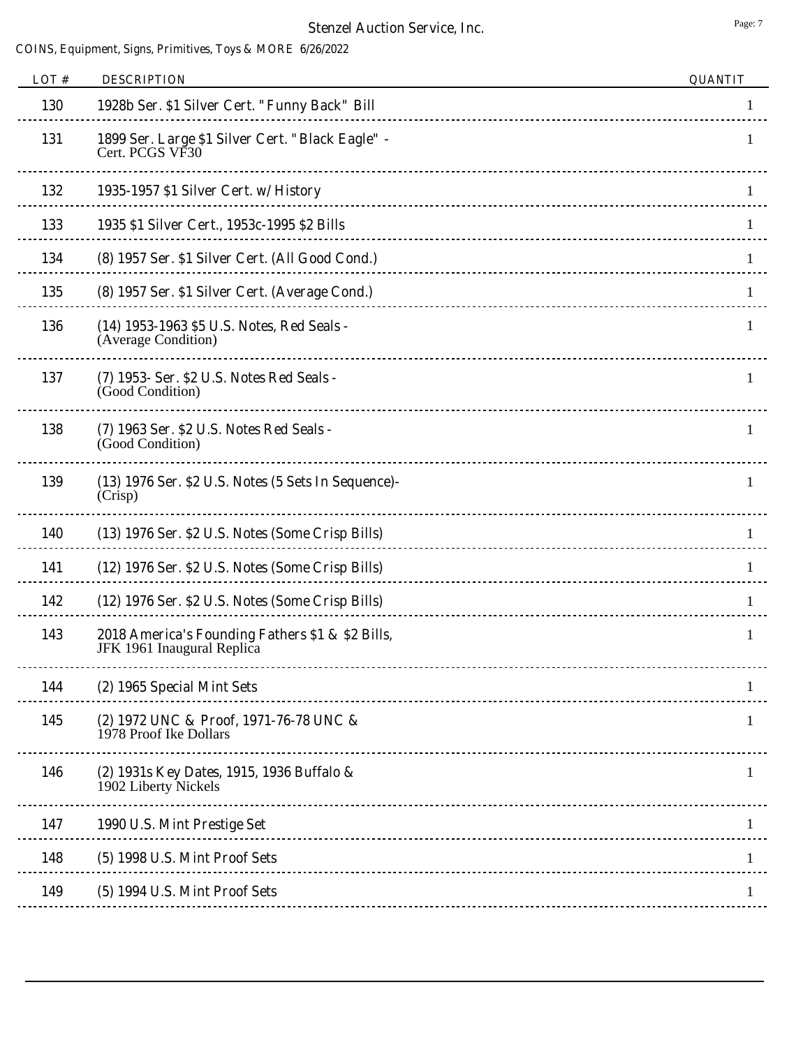# Stenzel Auction Service, Inc.

COINS, Equipment, Signs, Primitives, Toys & MORE 6/26/2022

| LOT # | DESCRIPTION | QUANTIT |
|---|---|---|
| 130 | 1928b Ser. $1 Silver Cert. "Funny Back" Bill | 1 |
| 131 | 1899 Ser. Large $1 Silver Cert. "Black Eagle" - Cert. PCGS VF30 | 1 |
| 132 | 1935-1957 $1 Silver Cert. w/ History | 1 |
| 133 | 1935 $1 Silver Cert., 1953c-1995 $2 Bills | 1 |
| 134 | (8) 1957 Ser. $1 Silver Cert. (All Good Cond.) | 1 |
| 135 | (8) 1957 Ser. $1 Silver Cert. (Average Cond.) | 1 |
| 136 | (14) 1953-1963 $5 U.S. Notes, Red Seals - (Average Condition) | 1 |
| 137 | (7) 1953- Ser. $2 U.S. Notes Red Seals - (Good Condition) | 1 |
| 138 | (7) 1963 Ser. $2 U.S. Notes Red Seals - (Good Condition) | 1 |
| 139 | (13) 1976 Ser. $2 U.S. Notes (5 Sets In Sequence)- (Crisp) | 1 |
| 140 | (13) 1976 Ser. $2 U.S. Notes (Some Crisp Bills) | 1 |
| 141 | (12) 1976 Ser. $2 U.S. Notes (Some Crisp Bills) | 1 |
| 142 | (12) 1976 Ser. $2 U.S. Notes (Some Crisp Bills) | 1 |
| 143 | 2018 America's Founding Fathers $1 & $2 Bills, JFK 1961 Inaugural Replica | 1 |
| 144 | (2) 1965 Special Mint Sets | 1 |
| 145 | (2) 1972 UNC & Proof, 1971-76-78 UNC & 1978 Proof Ike Dollars | 1 |
| 146 | (2) 1931s Key Dates, 1915, 1936 Buffalo & 1902 Liberty Nickels | 1 |
| 147 | 1990 U.S. Mint Prestige Set | 1 |
| 148 | (5) 1998 U.S. Mint Proof Sets | 1 |
| 149 | (5) 1994 U.S. Mint Proof Sets | 1 |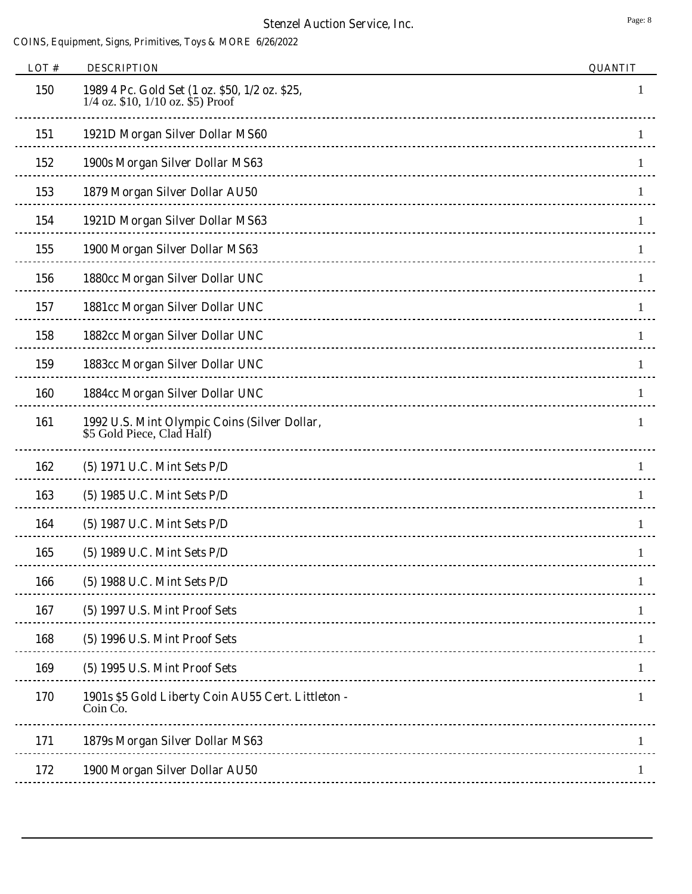Stenzel Auction Service, Inc.

COINS, Equipment, Signs, Primitives, Toys & MORE 6/26/2022

| LOT # | DESCRIPTION | QUANTIT |
|---|---|---|
| 150 | 1989 4 Pc. Gold Set (1 oz. $50, 1/2 oz. $25, 1/4 oz. $10, 1/10 oz. $5) Proof | 1 |
| 151 | 1921D Morgan Silver Dollar MS60 | 1 |
| 152 | 1900s Morgan Silver Dollar MS63 | 1 |
| 153 | 1879 Morgan Silver Dollar AU50 | 1 |
| 154 | 1921D Morgan Silver Dollar MS63 | 1 |
| 155 | 1900 Morgan Silver Dollar MS63 | 1 |
| 156 | 1880cc Morgan Silver Dollar UNC | 1 |
| 157 | 1881cc Morgan Silver Dollar UNC | 1 |
| 158 | 1882cc Morgan Silver Dollar UNC | 1 |
| 159 | 1883cc Morgan Silver Dollar UNC | 1 |
| 160 | 1884cc Morgan Silver Dollar UNC | 1 |
| 161 | 1992 U.S. Mint Olympic Coins (Silver Dollar, $5 Gold Piece, Clad Half) | 1 |
| 162 | (5) 1971 U.C. Mint Sets P/D | 1 |
| 163 | (5) 1985 U.C. Mint Sets P/D | 1 |
| 164 | (5) 1987 U.C. Mint Sets P/D | 1 |
| 165 | (5) 1989 U.C. Mint Sets P/D | 1 |
| 166 | (5) 1988 U.C. Mint Sets P/D | 1 |
| 167 | (5) 1997 U.S. Mint Proof Sets | 1 |
| 168 | (5) 1996 U.S. Mint Proof Sets | 1 |
| 169 | (5) 1995 U.S. Mint Proof Sets | 1 |
| 170 | 1901s $5 Gold Liberty Coin AU55 Cert. Littleton - Coin Co. | 1 |
| 171 | 1879s Morgan Silver Dollar MS63 | 1 |
| 172 | 1900 Morgan Silver Dollar AU50 | 1 |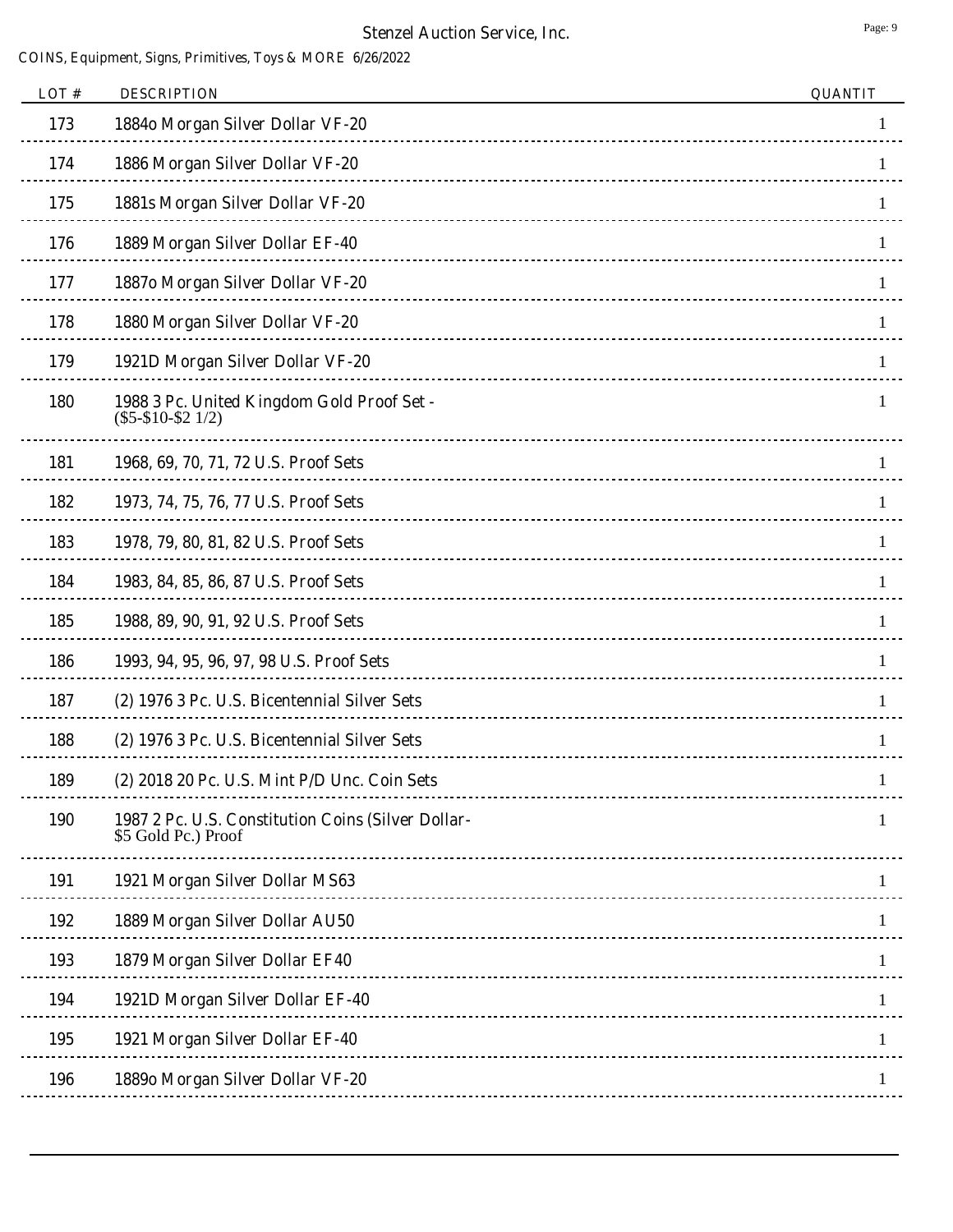Stenzel Auction Service, Inc.

COINS, Equipment, Signs, Primitives, Toys & MORE 6/26/2022

| LOT # | DESCRIPTION | QUANTIT |
|---|---|---|
| 173 | 1884o Morgan Silver Dollar VF-20 | 1 |
| 174 | 1886 Morgan Silver Dollar VF-20 | 1 |
| 175 | 1881s Morgan Silver Dollar VF-20 | 1 |
| 176 | 1889 Morgan Silver Dollar EF-40 | 1 |
| 177 | 1887o Morgan Silver Dollar VF-20 | 1 |
| 178 | 1880 Morgan Silver Dollar VF-20 | 1 |
| 179 | 1921D Morgan Silver Dollar VF-20 | 1 |
| 180 | 1988 3 Pc. United Kingdom Gold Proof Set - ($5-$10-$2 1/2) | 1 |
| 181 | 1968, 69, 70, 71, 72 U.S. Proof Sets | 1 |
| 182 | 1973, 74, 75, 76, 77 U.S. Proof Sets | 1 |
| 183 | 1978, 79, 80, 81, 82 U.S. Proof Sets | 1 |
| 184 | 1983, 84, 85, 86, 87 U.S. Proof Sets | 1 |
| 185 | 1988, 89, 90, 91, 92 U.S. Proof Sets | 1 |
| 186 | 1993, 94, 95, 96, 97, 98 U.S. Proof Sets | 1 |
| 187 | (2) 1976 3 Pc. U.S. Bicentennial Silver Sets | 1 |
| 188 | (2) 1976 3 Pc. U.S. Bicentennial Silver Sets | 1 |
| 189 | (2) 2018 20 Pc. U.S. Mint P/D Unc. Coin Sets | 1 |
| 190 | 1987 2 Pc. U.S. Constitution Coins (Silver Dollar- $5 Gold Pc.) Proof | 1 |
| 191 | 1921 Morgan Silver Dollar MS63 | 1 |
| 192 | 1889 Morgan Silver Dollar AU50 | 1 |
| 193 | 1879 Morgan Silver Dollar EF40 | 1 |
| 194 | 1921D Morgan Silver Dollar EF-40 | 1 |
| 195 | 1921 Morgan Silver Dollar EF-40 | 1 |
| 196 | 1889o Morgan Silver Dollar VF-20 | 1 |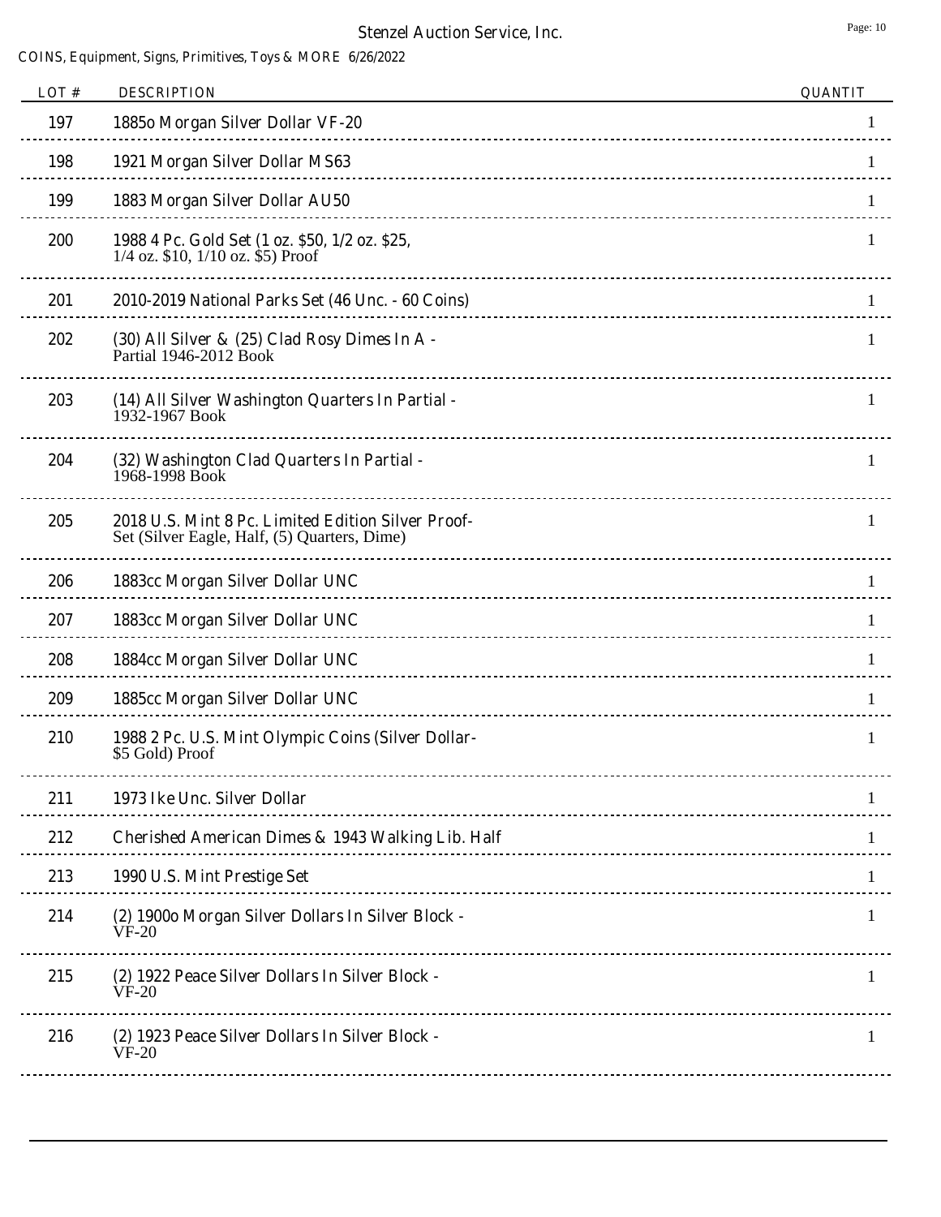COINS, Equipment, Signs, Primitives, Toys & MORE 6/26/2022

| LOT # | DESCRIPTION | QUANTIT |
|---|---|---|
| 197 | 1885o Morgan Silver Dollar VF-20 | 1 |
| 198 | 1921 Morgan Silver Dollar MS63 | 1 |
| 199 | 1883 Morgan Silver Dollar AU50 | 1 |
| 200 | 1988 4 Pc. Gold Set (1 oz. $50, 1/2 oz. $25, 1/4 oz. $10, 1/10 oz. $5) Proof | 1 |
| 201 | 2010-2019 National Parks Set (46 Unc. - 60 Coins) | 1 |
| 202 | (30) All Silver & (25) Clad Rosy Dimes In A - Partial 1946-2012 Book | 1 |
| 203 | (14) All Silver Washington Quarters In Partial - 1932-1967 Book | 1 |
| 204 | (32) Washington Clad Quarters In Partial - 1968-1998 Book | 1 |
| 205 | 2018 U.S. Mint 8 Pc. Limited Edition Silver Proof- Set (Silver Eagle, Half, (5) Quarters, Dime) | 1 |
| 206 | 1883cc Morgan Silver Dollar UNC | 1 |
| 207 | 1883cc Morgan Silver Dollar UNC | 1 |
| 208 | 1884cc Morgan Silver Dollar UNC | 1 |
| 209 | 1885cc Morgan Silver Dollar UNC | 1 |
| 210 | 1988 2 Pc. U.S. Mint Olympic Coins (Silver Dollar- $5 Gold) Proof | 1 |
| 211 | 1973 Ike Unc. Silver Dollar | 1 |
| 212 | Cherished American Dimes & 1943 Walking Lib. Half | 1 |
| 213 | 1990 U.S. Mint Prestige Set | 1 |
| 214 | (2) 1900o Morgan Silver Dollars In Silver Block - VF-20 | 1 |
| 215 | (2) 1922 Peace Silver Dollars In Silver Block - VF-20 | 1 |
| 216 | (2) 1923 Peace Silver Dollars In Silver Block - VF-20 | 1 |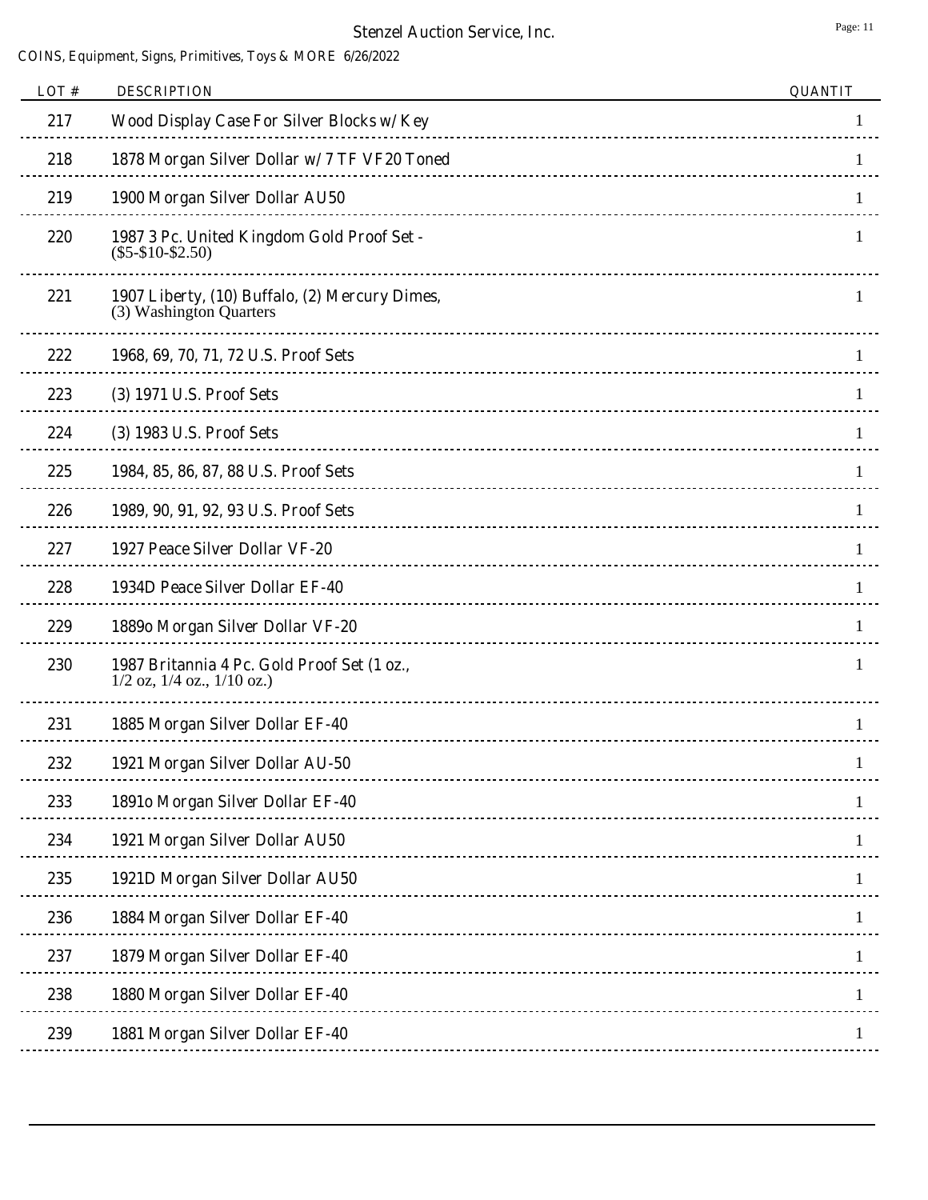| LOT # | DESCRIPTION | QUANTIT |
|---|---|---|
| 217 | Wood Display Case For Silver Blocks w/ Key | 1 |
| 218 | 1878 Morgan Silver Dollar w/ 7 TF VF20 Toned | 1 |
| 219 | 1900 Morgan Silver Dollar AU50 | 1 |
| 220 | 1987 3 Pc. United Kingdom Gold Proof Set - ($5-$10-$2.50) | 1 |
| 221 | 1907 Liberty, (10) Buffalo, (2) Mercury Dimes, (3) Washington Quarters | 1 |
| 222 | 1968, 69, 70, 71, 72 U.S. Proof Sets | 1 |
| 223 | (3) 1971 U.S. Proof Sets | 1 |
| 224 | (3) 1983 U.S. Proof Sets | 1 |
| 225 | 1984, 85, 86, 87, 88 U.S. Proof Sets | 1 |
| 226 | 1989, 90, 91, 92, 93 U.S. Proof Sets | 1 |
| 227 | 1927 Peace Silver Dollar VF-20 | 1 |
| 228 | 1934D Peace Silver Dollar EF-40 | 1 |
| 229 | 1889o Morgan Silver Dollar VF-20 | 1 |
| 230 | 1987 Britannia 4 Pc. Gold Proof Set (1 oz., 1/2 oz, 1/4 oz., 1/10 oz.) | 1 |
| 231 | 1885 Morgan Silver Dollar EF-40 | 1 |
| 232 | 1921 Morgan Silver Dollar AU-50 | 1 |
| 233 | 1891o Morgan Silver Dollar EF-40 | 1 |
| 234 | 1921 Morgan Silver Dollar AU50 | 1 |
| 235 | 1921D Morgan Silver Dollar AU50 | 1 |
| 236 | 1884 Morgan Silver Dollar EF-40 | 1 |
| 237 | 1879 Morgan Silver Dollar EF-40 | 1 |
| 238 | 1880 Morgan Silver Dollar EF-40 | 1 |
| 239 | 1881 Morgan Silver Dollar EF-40 | 1 |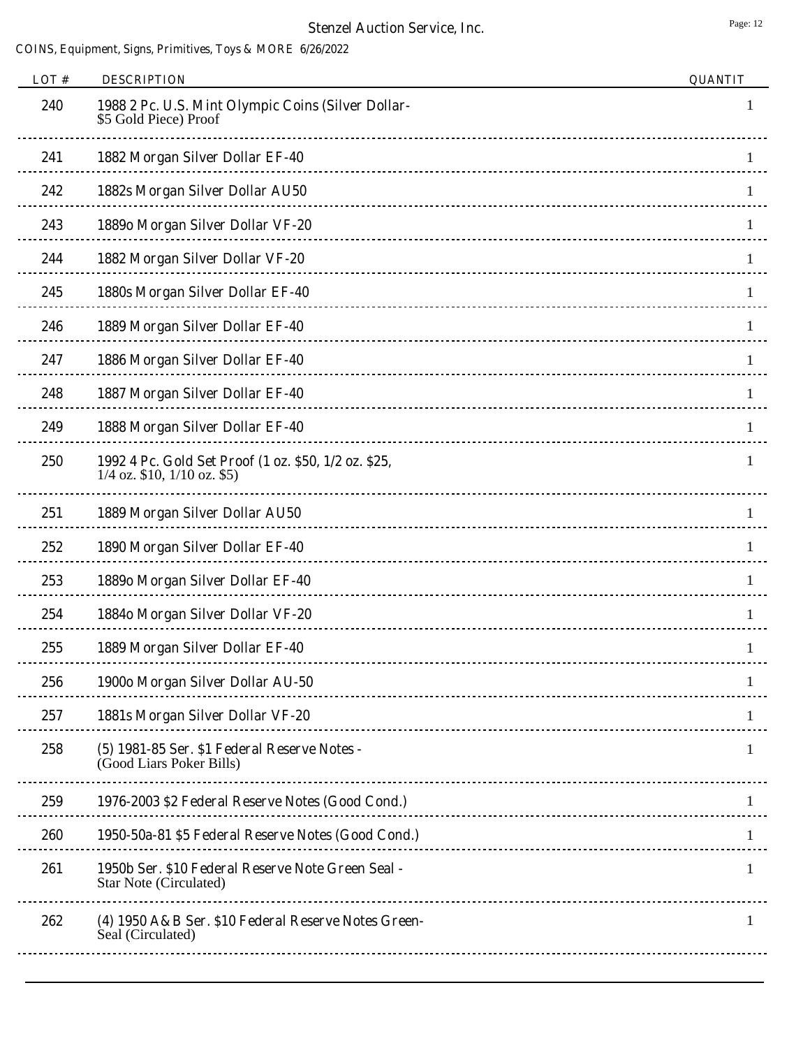| LOT # | DESCRIPTION | QUANTIT |
|---|---|---|
| 240 | 1988 2 Pc. U.S. Mint Olympic Coins (Silver Dollar- $5 Gold Piece) Proof | 1 |
| 241 | 1882 Morgan Silver Dollar EF-40 | 1 |
| 242 | 1882s Morgan Silver Dollar AU50 | 1 |
| 243 | 1889o Morgan Silver Dollar VF-20 | 1 |
| 244 | 1882 Morgan Silver Dollar VF-20 | 1 |
| 245 | 1880s Morgan Silver Dollar EF-40 | 1 |
| 246 | 1889 Morgan Silver Dollar EF-40 | 1 |
| 247 | 1886 Morgan Silver Dollar EF-40 | 1 |
| 248 | 1887 Morgan Silver Dollar EF-40 | 1 |
| 249 | 1888 Morgan Silver Dollar EF-40 | 1 |
| 250 | 1992 4 Pc. Gold Set Proof (1 oz. $50, 1/2 oz. $25, 1/4 oz. $10, 1/10 oz. $5) | 1 |
| 251 | 1889 Morgan Silver Dollar AU50 | 1 |
| 252 | 1890 Morgan Silver Dollar EF-40 | 1 |
| 253 | 1889o Morgan Silver Dollar EF-40 | 1 |
| 254 | 1884o Morgan Silver Dollar VF-20 | 1 |
| 255 | 1889 Morgan Silver Dollar EF-40 | 1 |
| 256 | 1900o Morgan Silver Dollar AU-50 | 1 |
| 257 | 1881s Morgan Silver Dollar VF-20 | 1 |
| 258 | (5) 1981-85 Ser. $1 Federal Reserve Notes - (Good Liars Poker Bills) | 1 |
| 259 | 1976-2003 $2 Federal Reserve Notes (Good Cond.) | 1 |
| 260 | 1950-50a-81 $5 Federal Reserve Notes (Good Cond.) | 1 |
| 261 | 1950b Ser. $10 Federal Reserve Note Green Seal - Star Note (Circulated) | 1 |
| 262 | (4) 1950 A&B Ser. $10 Federal Reserve Notes Green-Seal (Circulated) | 1 |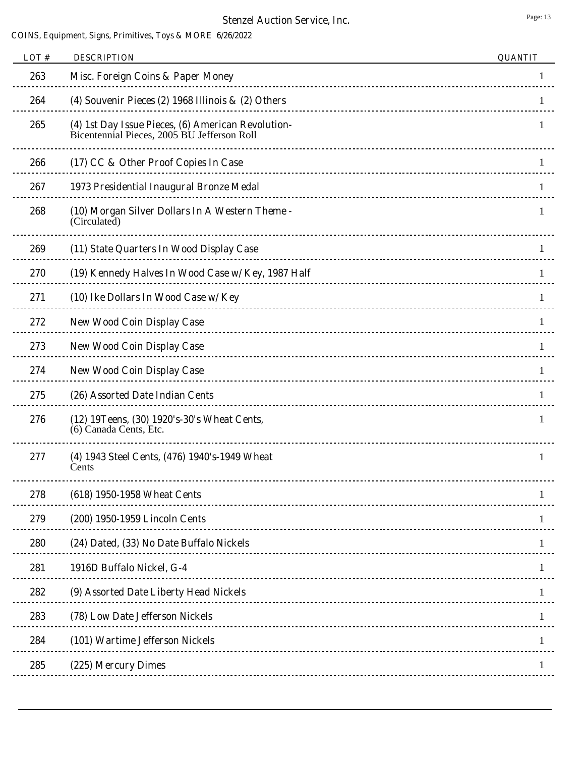Stenzel Auction Service, Inc.

COINS, Equipment, Signs, Primitives, Toys & MORE 6/26/2022

| LOT # | DESCRIPTION | QUANTIT |
|---|---|---|
| 263 | Misc. Foreign Coins & Paper Money | 1 |
| 264 | (4) Souvenir Pieces (2) 1968 Illinois & (2) Others | 1 |
| 265 | (4) 1st Day Issue Pieces, (6) American Revolution-Bicentennial Pieces, 2005 BU Jefferson Roll | 1 |
| 266 | (17) CC & Other Proof Copies In Case | 1 |
| 267 | 1973 Presidential Inaugural Bronze Medal | 1 |
| 268 | (10) Morgan Silver Dollars In A Western Theme - (Circulated) | 1 |
| 269 | (11) State Quarters In Wood Display Case | 1 |
| 270 | (19) Kennedy Halves In Wood Case w/ Key, 1987 Half | 1 |
| 271 | (10) Ike Dollars In Wood Case w/ Key | 1 |
| 272 | New Wood Coin Display Case | 1 |
| 273 | New Wood Coin Display Case | 1 |
| 274 | New Wood Coin Display Case | 1 |
| 275 | (26) Assorted Date Indian Cents | 1 |
| 276 | (12) 19Teens, (30) 1920's-30's Wheat Cents, (6) Canada Cents, Etc. | 1 |
| 277 | (4) 1943 Steel Cents, (476) 1940's-1949 Wheat Cents | 1 |
| 278 | (618) 1950-1958 Wheat Cents | 1 |
| 279 | (200) 1950-1959 Lincoln Cents | 1 |
| 280 | (24) Dated, (33) No Date Buffalo Nickels | 1 |
| 281 | 1916D Buffalo Nickel, G-4 | 1 |
| 282 | (9) Assorted Date Liberty Head Nickels | 1 |
| 283 | (78) Low Date Jefferson Nickels | 1 |
| 284 | (101) Wartime Jefferson Nickels | 1 |
| 285 | (225) Mercury Dimes | 1 |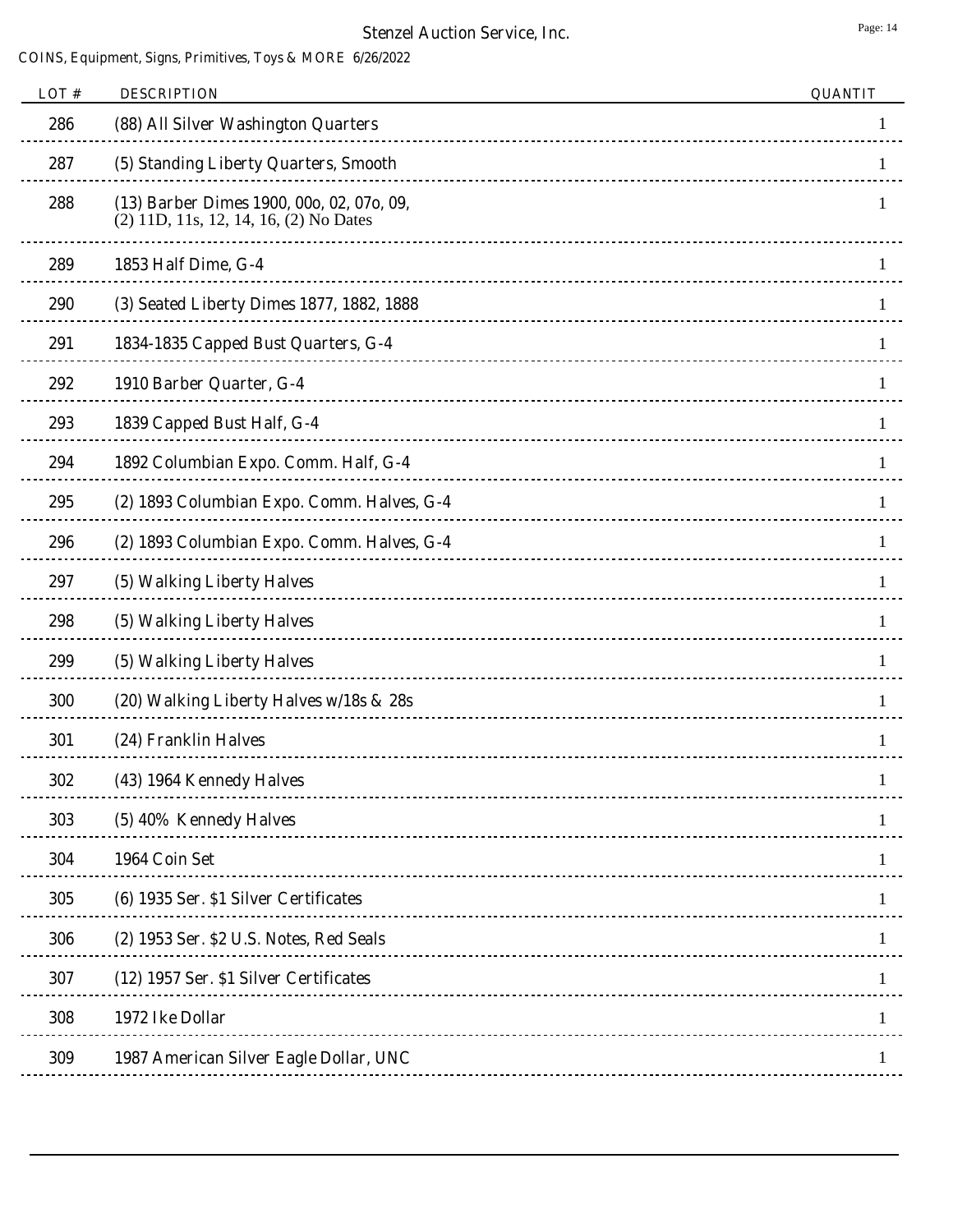| LOT # | DESCRIPTION | QUANTIT |
|---|---|---|
| 286 | (88) All Silver Washington Quarters | 1 |
| 287 | (5) Standing Liberty Quarters, Smooth | 1 |
| 288 | (13) Barber Dimes 1900, 00o, 02, 07o, 09, (2) 11D, 11s, 12, 14, 16, (2) No Dates | 1 |
| 289 | 1853 Half Dime, G-4 | 1 |
| 290 | (3) Seated Liberty Dimes 1877, 1882, 1888 | 1 |
| 291 | 1834-1835 Capped Bust Quarters, G-4 | 1 |
| 292 | 1910 Barber Quarter, G-4 | 1 |
| 293 | 1839 Capped Bust Half, G-4 | 1 |
| 294 | 1892 Columbian Expo. Comm. Half, G-4 | 1 |
| 295 | (2) 1893 Columbian Expo. Comm. Halves, G-4 | 1 |
| 296 | (2) 1893 Columbian Expo. Comm. Halves, G-4 | 1 |
| 297 | (5) Walking Liberty Halves | 1 |
| 298 | (5) Walking Liberty Halves | 1 |
| 299 | (5) Walking Liberty Halves | 1 |
| 300 | (20) Walking Liberty Halves w/18s & 28s | 1 |
| 301 | (24) Franklin Halves | 1 |
| 302 | (43) 1964 Kennedy Halves | 1 |
| 303 | (5) 40% Kennedy Halves | 1 |
| 304 | 1964 Coin Set | 1 |
| 305 | (6) 1935 Ser. $1 Silver Certificates | 1 |
| 306 | (2) 1953 Ser. $2 U.S. Notes, Red Seals | 1 |
| 307 | (12) 1957 Ser. $1 Silver Certificates | 1 |
| 308 | 1972 Ike Dollar | 1 |
| 309 | 1987 American Silver Eagle Dollar, UNC | 1 |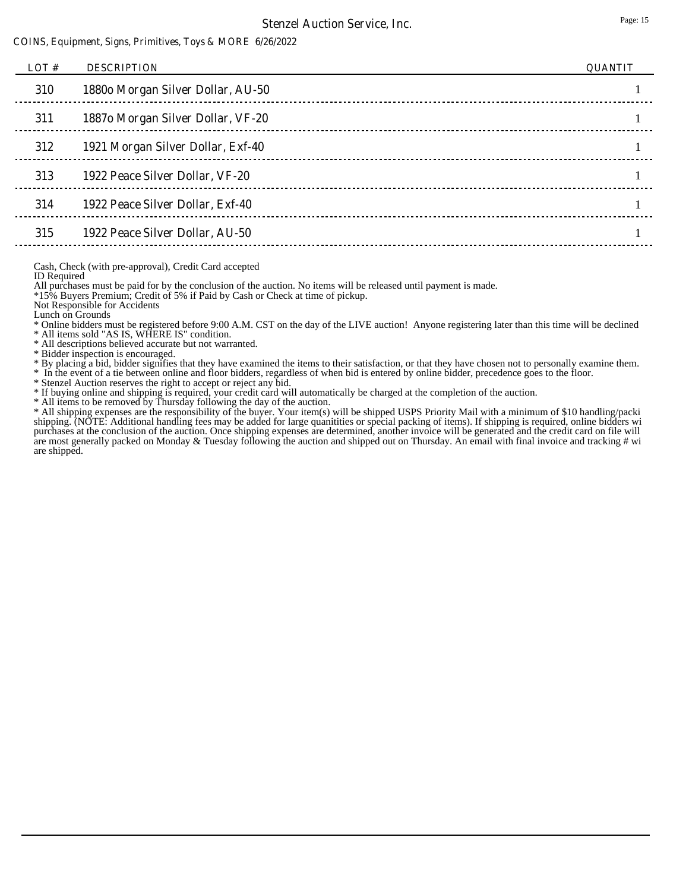| LOT # | DESCRIPTION | QUANTIT |
|---|---|---|
| 310 | 1880o Morgan Silver Dollar, AU-50 | 1 |
| 311 | 1887o Morgan Silver Dollar, VF-20 | 1 |
| 312 | 1921 Morgan Silver Dollar, Exf-40 | 1 |
| 313 | 1922 Peace Silver Dollar, VF-20 | 1 |
| 314 | 1922 Peace Silver Dollar, Exf-40 | 1 |
| 315 | 1922 Peace Silver Dollar, AU-50 | 1 |

Cash, Check (with pre-approval), Credit Card accepted
ID Required
All purchases must be paid for by the conclusion of the auction. No items will be released until payment is made.
*15% Buyers Premium; Credit of 5% if Paid by Cash or Check at time of pickup.
Not Responsible for Accidents
Lunch on Grounds

* Online bidders must be registered before 9:00 A.M. CST on the day of the LIVE auction! Anyone registering later than this time will be declined
* All items sold "AS IS, WHERE IS" condition.
* All descriptions believed accurate but not warranted.
* Bidder inspection is encouraged.
* By placing a bid, bidder signifies that they have examined the items to their satisfaction, or that they have chosen not to personally examine them.
* In the event of a tie between online and floor bidders, regardless of when bid is entered by online bidder, precedence goes to the floor.
* Stenzel Auction reserves the right to accept or reject any bid.
* If buying online and shipping is required, your credit card will automatically be charged at the completion of the auction.
* All items to be removed by Thursday following the day of the auction.
* All shipping expenses are the responsibility of the buyer. Your item(s) will be shipped USPS Priority Mail with a minimum of $10 handling/packi shipping. (NOTE: Additional handling fees may be added for large quanitities or special packing of items). If shipping is required, online bidders wi purchases at the conclusion of the auction. Once shipping expenses are determined, another invoice will be generated and the credit card on file will are most generally packed on Monday & Tuesday following the auction and shipped out on Thursday. An email with final invoice and tracking # wi are shipped.